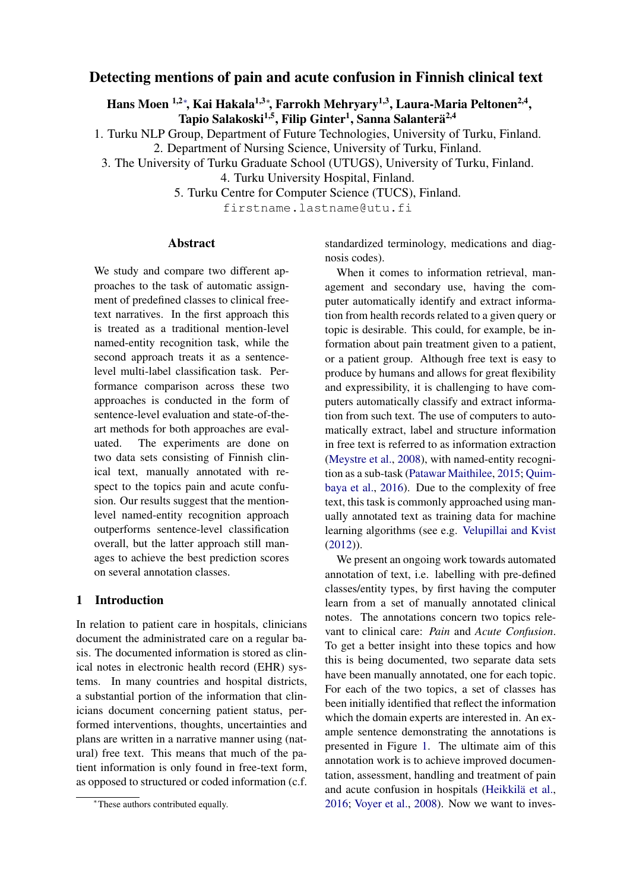# Detecting mentions of pain and acute confusion in Finnish clinical text

**Hans Moen [1,2*], Kai Hakala[1,3*], Farrokh Mehryary[1,3], Laura-Maria Peltonen[2,4], Tapio Salakoski[1,5], Filip Ginter[1], Sanna Salanterä[2,4]**

1. Turku NLP Group, Department of Future Technologies, University of Turku, Finland.
2. Department of Nursing Science, University of Turku, Finland.
3. The University of Turku Graduate School (UTUGS), University of Turku, Finland.
4. Turku University Hospital, Finland.
5. Turku Centre for Computer Science (TUCS), Finland.

firstname.lastname@utu.fi

## Abstract

We study and compare two different approaches to the task of automatic assignment of predefined classes to clinical free-text narratives. In the first approach this is treated as a traditional mention-level named-entity recognition task, while the second approach treats it as a sentence-level multi-label classification task. Performance comparison across these two approaches is conducted in the form of sentence-level evaluation and state-of-the-art methods for both approaches are evaluated. The experiments are done on two data sets consisting of Finnish clinical text, manually annotated with respect to the topics pain and acute confusion. Our results suggest that the mention-level named-entity recognition approach outperforms sentence-level classification overall, but the latter approach still manages to achieve the best prediction scores on several annotation classes.

## 1 Introduction

In relation to patient care in hospitals, clinicians document the administrated care on a regular basis. The documented information is stored as clinical notes in electronic health record (EHR) systems. In many countries and hospital districts, a substantial portion of the information that clinicians document concerning patient status, performed interventions, thoughts, uncertainties and plans are written in a narrative manner using (natural) free text. This means that much of the patient information is only found in free-text form, as opposed to structured or coded information (c.f. standardized terminology, medications and diagnosis codes).

When it comes to information retrieval, management and secondary use, having the computer automatically identify and extract information from health records related to a given query or topic is desirable. This could, for example, be information about pain treatment given to a patient, or a patient group. Although free text is easy to produce by humans and allows for great flexibility and expressibility, it is challenging to have computers automatically classify and extract information from such text. The use of computers to automatically extract, label and structure information in free text is referred to as information extraction (Meystre et al., 2008), with named-entity recognition as a sub-task (Patawar Maithilee, 2015; Quimbaya et al., 2016). Due to the complexity of free text, this task is commonly approached using manually annotated text as training data for machine learning algorithms (see e.g. Velupillai and Kvist (2012)).

We present an ongoing work towards automated annotation of text, i.e. labelling with pre-defined classes/entity types, by first having the computer learn from a set of manually annotated clinical notes. The annotations concern two topics relevant to clinical care: *Pain* and *Acute Confusion*. To get a better insight into these topics and how this is being documented, two separate data sets have been manually annotated, one for each topic. For each of the two topics, a set of classes has been initially identified that reflect the information which the domain experts are interested in. An example sentence demonstrating the annotations is presented in Figure 1. The ultimate aim of this annotation work is to achieve improved documentation, assessment, handling and treatment of pain and acute confusion in hospitals (Heikkilä et al., 2016; Voyer et al., 2008). Now we want to inves-

*These authors contributed equally.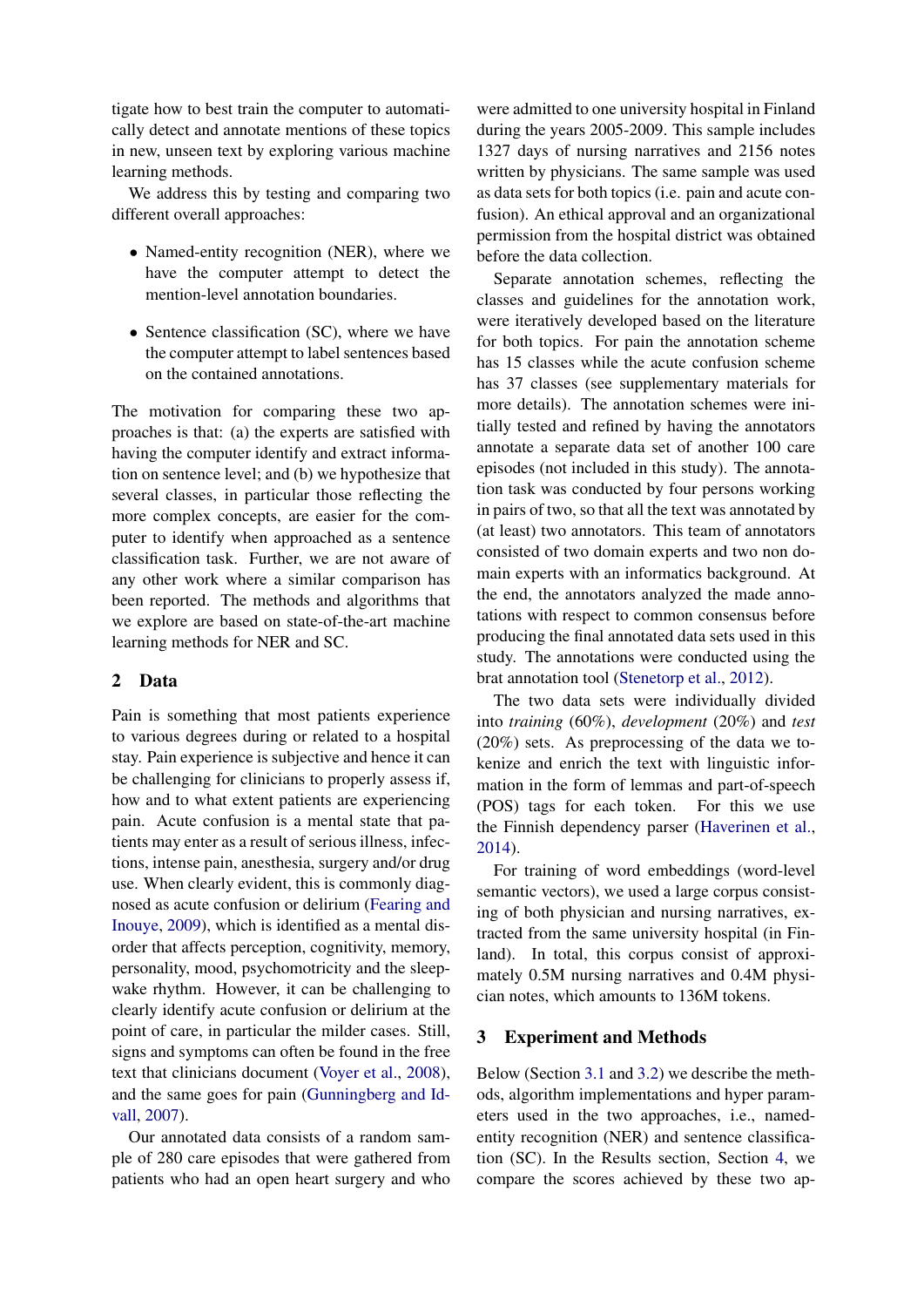tigate how to best train the computer to automatically detect and annotate mentions of these topics in new, unseen text by exploring various machine learning methods.

We address this by testing and comparing two different overall approaches:

- Named-entity recognition (NER), where we have the computer attempt to detect the mention-level annotation boundaries.
- Sentence classification (SC), where we have the computer attempt to label sentences based on the contained annotations.

The motivation for comparing these two approaches is that: (a) the experts are satisfied with having the computer identify and extract information on sentence level; and (b) we hypothesize that several classes, in particular those reflecting the more complex concepts, are easier for the computer to identify when approached as a sentence classification task. Further, we are not aware of any other work where a similar comparison has been reported. The methods and algorithms that we explore are based on state-of-the-art machine learning methods for NER and SC.

## 2 Data

Pain is something that most patients experience to various degrees during or related to a hospital stay. Pain experience is subjective and hence it can be challenging for clinicians to properly assess if, how and to what extent patients are experiencing pain. Acute confusion is a mental state that patients may enter as a result of serious illness, infections, intense pain, anesthesia, surgery and/or drug use. When clearly evident, this is commonly diagnosed as acute confusion or delirium (Fearing and Inouye, 2009), which is identified as a mental disorder that affects perception, cognitivity, memory, personality, mood, psychomotricity and the sleep-wake rhythm. However, it can be challenging to clearly identify acute confusion or delirium at the point of care, in particular the milder cases. Still, signs and symptoms can often be found in the free text that clinicians document (Voyer et al., 2008), and the same goes for pain (Gunningberg and Idvall, 2007).

Our annotated data consists of a random sample of 280 care episodes that were gathered from patients who had an open heart surgery and who were admitted to one university hospital in Finland during the years 2005-2009. This sample includes 1327 days of nursing narratives and 2156 notes written by physicians. The same sample was used as data sets for both topics (i.e. pain and acute confusion). An ethical approval and an organizational permission from the hospital district was obtained before the data collection.

Separate annotation schemes, reflecting the classes and guidelines for the annotation work, were iteratively developed based on the literature for both topics. For pain the annotation scheme has 15 classes while the acute confusion scheme has 37 classes (see supplementary materials for more details). The annotation schemes were initially tested and refined by having the annotators annotate a separate data set of another 100 care episodes (not included in this study). The annotation task was conducted by four persons working in pairs of two, so that all the text was annotated by (at least) two annotators. This team of annotators consisted of two domain experts and two non domain experts with an informatics background. At the end, the annotators analyzed the made annotations with respect to common consensus before producing the final annotated data sets used in this study. The annotations were conducted using the brat annotation tool (Stenetorp et al., 2012).

The two data sets were individually divided into *training* (60%), *development* (20%) and *test* (20%) sets. As preprocessing of the data we tokenize and enrich the text with linguistic information in the form of lemmas and part-of-speech (POS) tags for each token. For this we use the Finnish dependency parser (Haverinen et al., 2014).

For training of word embeddings (word-level semantic vectors), we used a large corpus consisting of both physician and nursing narratives, extracted from the same university hospital (in Finland). In total, this corpus consist of approximately 0.5M nursing narratives and 0.4M physician notes, which amounts to 136M tokens.

## 3 Experiment and Methods

Below (Section 3.1 and 3.2) we describe the methods, algorithm implementations and hyper parameters used in the two approaches, i.e., named-entity recognition (NER) and sentence classification (SC). In the Results section, Section 4, we compare the scores achieved by these two ap-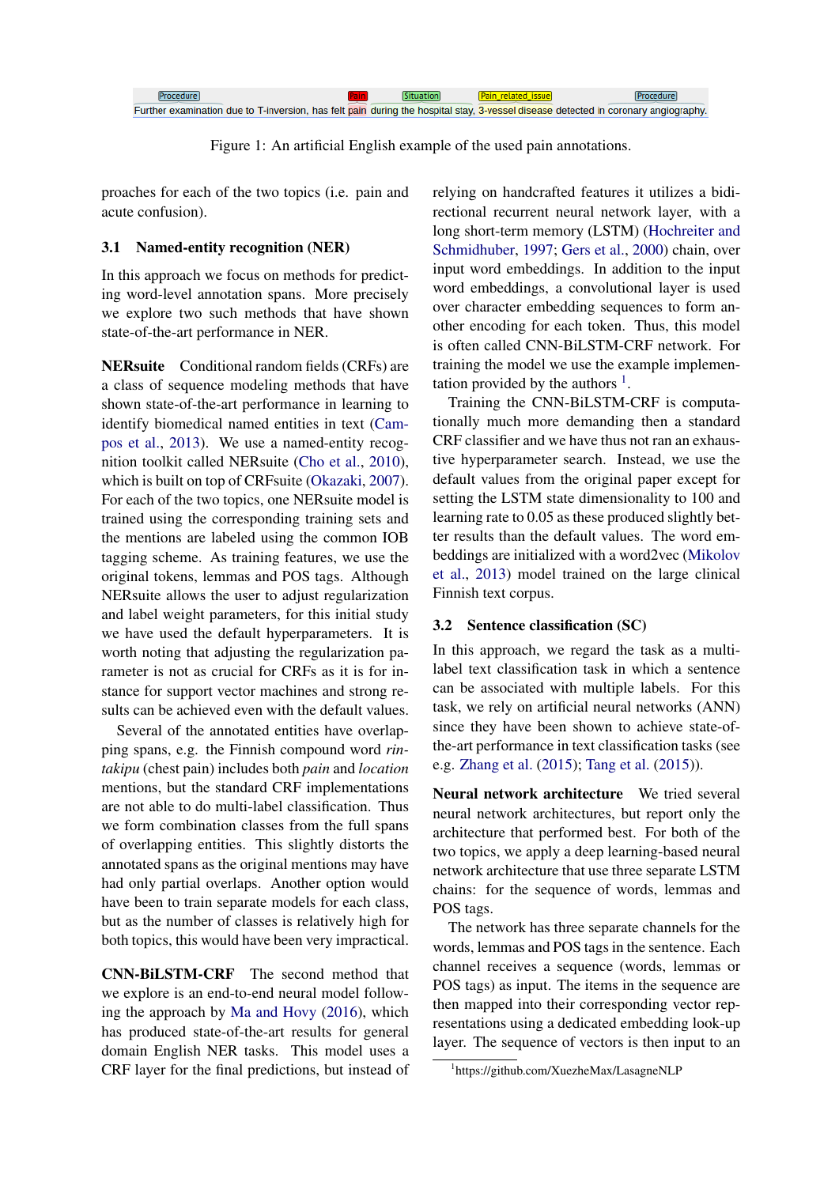Procedure Pain Situation Pain_related_issue Procedure
Further examination due to T-inversion, has felt pain during the hospital stay, 3-vessel disease detected in coronary angiography.

Figure 1: An artificial English example of the used pain annotations.

proaches for each of the two topics (i.e. pain and acute confusion).

### 3.1 Named-entity recognition (NER)

In this approach we focus on methods for predicting word-level annotation spans. More precisely we explore two such methods that have shown state-of-the-art performance in NER.

**NERsuite** Conditional random fields (CRFs) are a class of sequence modeling methods that have shown state-of-the-art performance in learning to identify biomedical named entities in text (Campos et al., 2013). We use a named-entity recognition toolkit called NERsuite (Cho et al., 2010), which is built on top of CRFsuite (Okazaki, 2007). For each of the two topics, one NERsuite model is trained using the corresponding training sets and the mentions are labeled using the common IOB tagging scheme. As training features, we use the original tokens, lemmas and POS tags. Although NERsuite allows the user to adjust regularization and label weight parameters, for this initial study we have used the default hyperparameters. It is worth noting that adjusting the regularization parameter is not as crucial for CRFs as it is for instance for support vector machines and strong results can be achieved even with the default values.

Several of the annotated entities have overlapping spans, e.g. the Finnish compound word *rintakipu* (chest pain) includes both *pain* and *location* mentions, but the standard CRF implementations are not able to do multi-label classification. Thus we form combination classes from the full spans of overlapping entities. This slightly distorts the annotated spans as the original mentions may have had only partial overlaps. Another option would have been to train separate models for each class, but as the number of classes is relatively high for both topics, this would have been very impractical.

**CNN-BiLSTM-CRF** The second method that we explore is an end-to-end neural model following the approach by Ma and Hovy (2016), which has produced state-of-the-art results for general domain English NER tasks. This model uses a CRF layer for the final predictions, but instead of relying on handcrafted features it utilizes a bidirectional recurrent neural network layer, with a long short-term memory (LSTM) (Hochreiter and Schmidhuber, 1997; Gers et al., 2000) chain, over input word embeddings. In addition to the input word embeddings, a convolutional layer is used over character embedding sequences to form another encoding for each token. Thus, this model is often called CNN-BiLSTM-CRF network. For training the model we use the example implementation provided by the authors [1].

Training the CNN-BiLSTM-CRF is computationally much more demanding then a standard CRF classifier and we have thus not ran an exhaustive hyperparameter search. Instead, we use the default values from the original paper except for setting the LSTM state dimensionality to 100 and learning rate to 0.05 as these produced slightly better results than the default values. The word embeddings are initialized with a word2vec (Mikolov et al., 2013) model trained on the large clinical Finnish text corpus.

### 3.2 Sentence classification (SC)

In this approach, we regard the task as a multi-label text classification task in which a sentence can be associated with multiple labels. For this task, we rely on artificial neural networks (ANN) since they have been shown to achieve state-of-the-art performance in text classification tasks (see e.g. Zhang et al. (2015); Tang et al. (2015)).

**Neural network architecture** We tried several neural network architectures, but report only the architecture that performed best. For both of the two topics, we apply a deep learning-based neural network architecture that use three separate LSTM chains: for the sequence of words, lemmas and POS tags.

The network has three separate channels for the words, lemmas and POS tags in the sentence. Each channel receives a sequence (words, lemmas or POS tags) as input. The items in the sequence are then mapped into their corresponding vector representations using a dedicated embedding look-up layer. The sequence of vectors is then input to an

[1] https://github.com/XuezheMax/LasagneNLP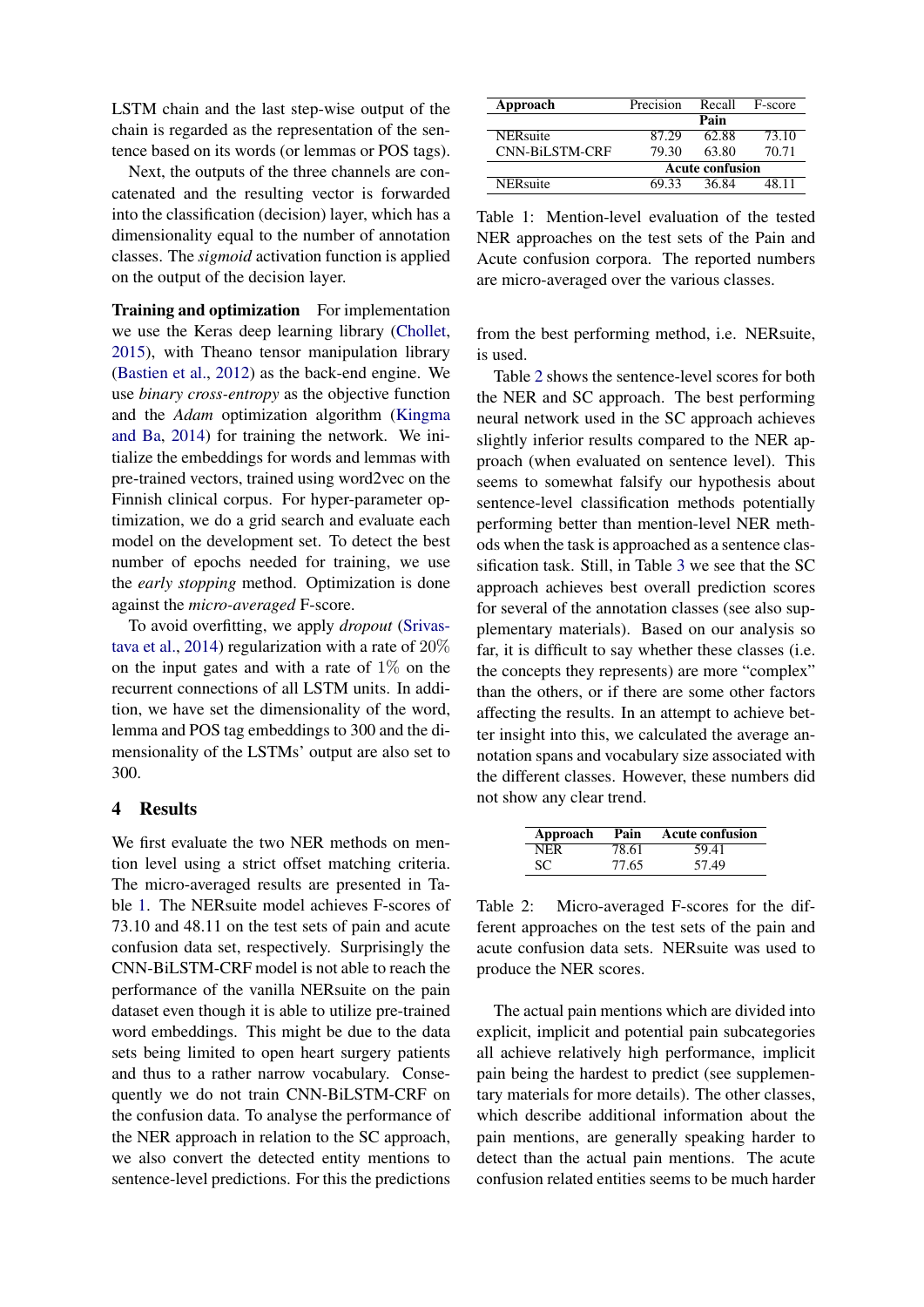LSTM chain and the last step-wise output of the chain is regarded as the representation of the sentence based on its words (or lemmas or POS tags).

Next, the outputs of the three channels are concatenated and the resulting vector is forwarded into the classification (decision) layer, which has a dimensionality equal to the number of annotation classes. The *sigmoid* activation function is applied on the output of the decision layer.

**Training and optimization** For implementation we use the Keras deep learning library (Chollet, 2015), with Theano tensor manipulation library (Bastien et al., 2012) as the back-end engine. We use *binary cross-entropy* as the objective function and the *Adam* optimization algorithm (Kingma and Ba, 2014) for training the network. We initialize the embeddings for words and lemmas with pre-trained vectors, trained using word2vec on the Finnish clinical corpus. For hyper-parameter optimization, we do a grid search and evaluate each model on the development set. To detect the best number of epochs needed for training, we use the *early stopping* method. Optimization is done against the *micro-averaged* F-score.

To avoid overfitting, we apply *dropout* (Srivastava et al., 2014) regularization with a rate of 20% on the input gates and with a rate of 1% on the recurrent connections of all LSTM units. In addition, we have set the dimensionality of the word, lemma and POS tag embeddings to 300 and the dimensionality of the LSTMs' output are also set to 300.

## 4 Results

We first evaluate the two NER methods on mention level using a strict offset matching criteria. The micro-averaged results are presented in Table 1. The NERsuite model achieves F-scores of 73.10 and 48.11 on the test sets of pain and acute confusion data set, respectively. Surprisingly the CNN-BiLSTM-CRF model is not able to reach the performance of the vanilla NERsuite on the pain dataset even though it is able to utilize pre-trained word embeddings. This might be due to the data sets being limited to open heart surgery patients and thus to a rather narrow vocabulary. Consequently we do not train CNN-BiLSTM-CRF on the confusion data. To analyse the performance of the NER approach in relation to the SC approach, we also convert the detected entity mentions to sentence-level predictions. For this the predictions

| Approach | Precision | Recall | F-score |
|---|---|---|---|
| **Pain** | | | |
| NERsuite | 87.29 | 62.88 | 73.10 |
| CNN-BiLSTM-CRF | 79.30 | 63.80 | 70.71 |
| **Acute confusion** | | | |
| NERsuite | 69.33 | 36.84 | 48.11 |

Table 1: Mention-level evaluation of the tested NER approaches on the test sets of the Pain and Acute confusion corpora. The reported numbers are micro-averaged over the various classes.

from the best performing method, i.e. NERsuite, is used.

Table 2 shows the sentence-level scores for both the NER and SC approach. The best performing neural network used in the SC approach achieves slightly inferior results compared to the NER approach (when evaluated on sentence level). This seems to somewhat falsify our hypothesis about sentence-level classification methods potentially performing better than mention-level NER methods when the task is approached as a sentence classification task. Still, in Table 3 we see that the SC approach achieves best overall prediction scores for several of the annotation classes (see also supplementary materials). Based on our analysis so far, it is difficult to say whether these classes (i.e. the concepts they represents) are more "complex" than the others, or if there are some other factors affecting the results. In an attempt to achieve better insight into this, we calculated the average annotation spans and vocabulary size associated with the different classes. However, these numbers did not show any clear trend.

| Approach | Pain | Acute confusion |
|---|---|---|
| NER | 78.61 | 59.41 |
| SC | 77.65 | 57.49 |

Table 2: Micro-averaged F-scores for the different approaches on the test sets of the pain and acute confusion data sets. NERsuite was used to produce the NER scores.

The actual pain mentions which are divided into explicit, implicit and potential pain subcategories all achieve relatively high performance, implicit pain being the hardest to predict (see supplementary materials for more details). The other classes, which describe additional information about the pain mentions, are generally speaking harder to detect than the actual pain mentions. The acute confusion related entities seems to be much harder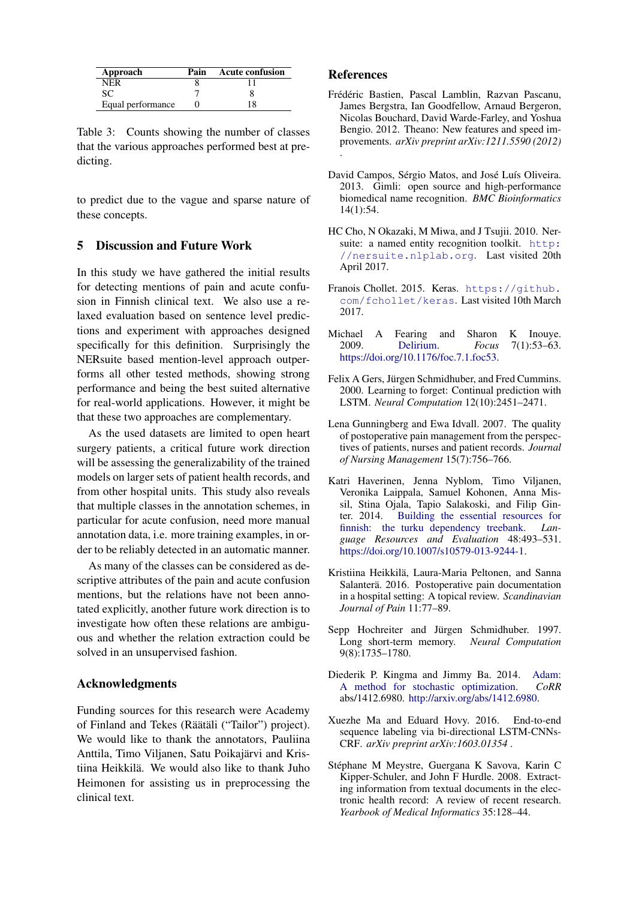| Approach | Pain | Acute confusion |
|---|---|---|
| NER | 8 | 11 |
| SC | 7 | 8 |
| Equal performance | 0 | 18 |

Table 3: Counts showing the number of classes that the various approaches performed best at predicting.

to predict due to the vague and sparse nature of these concepts.

## 5 Discussion and Future Work

In this study we have gathered the initial results for detecting mentions of pain and acute confusion in Finnish clinical text. We also use a relaxed evaluation based on sentence level predictions and experiment with approaches designed specifically for this definition. Surprisingly the NERsuite based mention-level approach outperforms all other tested methods, showing strong performance and being the best suited alternative for real-world applications. However, it might be that these two approaches are complementary.

As the used datasets are limited to open heart surgery patients, a critical future work direction will be assessing the generalizability of the trained models on larger sets of patient health records, and from other hospital units. This study also reveals that multiple classes in the annotation schemes, in particular for acute confusion, need more manual annotation data, i.e. more training examples, in order to be reliably detected in an automatic manner.

As many of the classes can be considered as descriptive attributes of the pain and acute confusion mentions, but the relations have not been annotated explicitly, another future work direction is to investigate how often these relations are ambiguous and whether the relation extraction could be solved in an unsupervised fashion.

## Acknowledgments

Funding sources for this research were Academy of Finland and Tekes (Räätäli ("Tailor") project). We would like to thank the annotators, Pauliina Anttila, Timo Viljanen, Satu Poikajärvi and Kristiina Heikkilä. We would also like to thank Juho Heimonen for assisting us in preprocessing the clinical text.

## References

Frédéric Bastien, Pascal Lamblin, Razvan Pascanu, James Bergstra, Ian Goodfellow, Arnaud Bergeron, Nicolas Bouchard, David Warde-Farley, and Yoshua Bengio. 2012. Theano: New features and speed improvements. *arXiv preprint arXiv:1211.5590 (2012)* .

David Campos, Sérgio Matos, and José Luís Oliveira. 2013. Gimli: open source and high-performance biomedical name recognition. *BMC Bioinformatics* 14(1):54.

HC Cho, N Okazaki, M Miwa, and J Tsujii. 2010. Nersuite: a named entity recognition toolkit. http://nersuite.nlplab.org. Last visited 20th April 2017.

Franois Chollet. 2015. Keras. https://github.com/fchollet/keras. Last visited 10th March 2017.

Michael A Fearing and Sharon K Inouye. 2009. Delirium. *Focus* 7(1):53–63. https://doi.org/10.1176/foc.7.1.foc53.

Felix A Gers, Jürgen Schmidhuber, and Fred Cummins. 2000. Learning to forget: Continual prediction with LSTM. *Neural Computation* 12(10):2451–2471.

Lena Gunningberg and Ewa Idvall. 2007. The quality of postoperative pain management from the perspectives of patients, nurses and patient records. *Journal of Nursing Management* 15(7):756–766.

Katri Haverinen, Jenna Nyblom, Timo Viljanen, Veronika Laippala, Samuel Kohonen, Anna Missil, Stina Ojala, Tapio Salakoski, and Filip Ginter. 2014. Building the essential resources for finnish: the turku dependency treebank. *Language Resources and Evaluation* 48:493–531. https://doi.org/10.1007/s10579-013-9244-1.

Kristiina Heikkilä, Laura-Maria Peltonen, and Sanna Salanterä. 2016. Postoperative pain documentation in a hospital setting: A topical review. *Scandinavian Journal of Pain* 11:77–89.

Sepp Hochreiter and Jürgen Schmidhuber. 1997. Long short-term memory. *Neural Computation* 9(8):1735–1780.

Diederik P. Kingma and Jimmy Ba. 2014. Adam: A method for stochastic optimization. *CoRR* abs/1412.6980. http://arxiv.org/abs/1412.6980.

Xuezhe Ma and Eduard Hovy. 2016. End-to-end sequence labeling via bi-directional LSTM-CNNs-CRF. *arXiv preprint arXiv:1603.01354* .

Stéphane M Meystre, Guergana K Savova, Karin C Kipper-Schuler, and John F Hurdle. 2008. Extracting information from textual documents in the electronic health record: A review of recent research. *Yearbook of Medical Informatics* 35:128–44.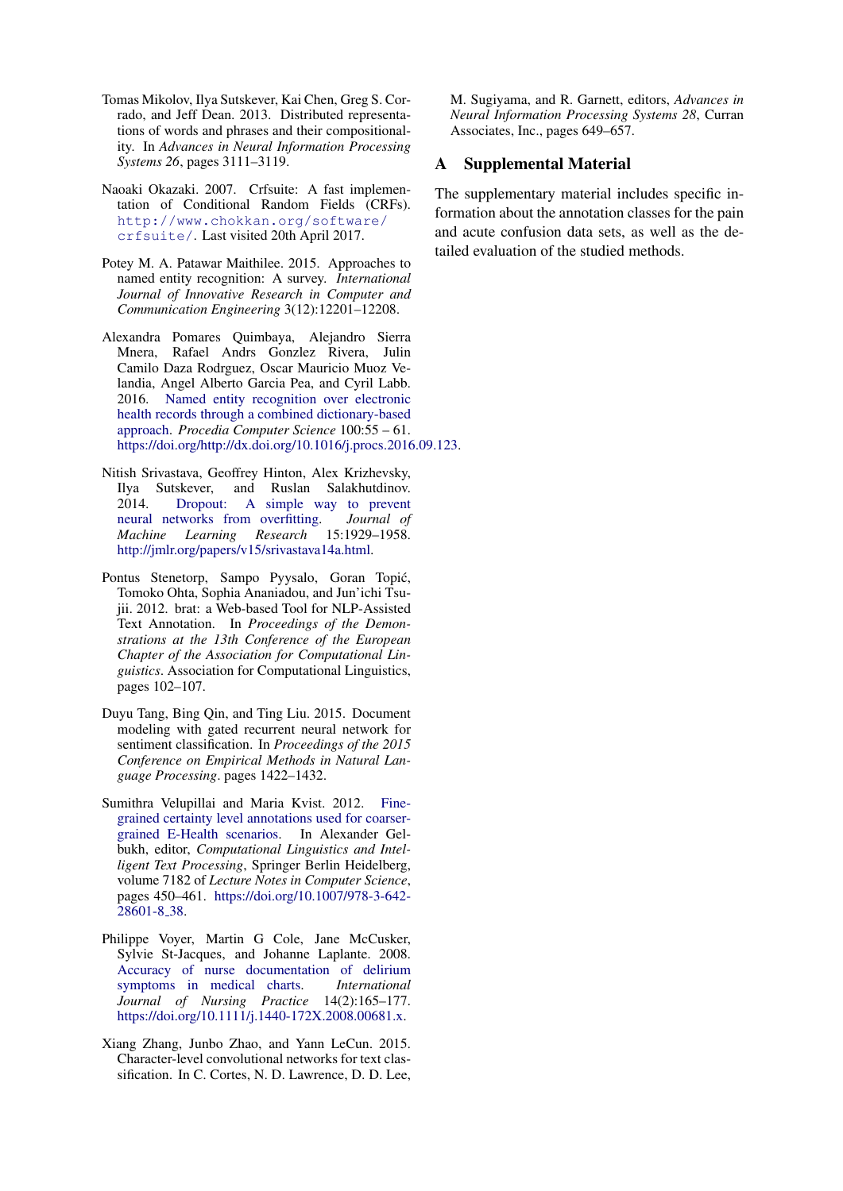Tomas Mikolov, Ilya Sutskever, Kai Chen, Greg S. Corrado, and Jeff Dean. 2013. Distributed representations of words and phrases and their compositionality. In *Advances in Neural Information Processing Systems 26*, pages 3111–3119.

Naoaki Okazaki. 2007. Crfsuite: A fast implementation of Conditional Random Fields (CRFs). http://www.chokkan.org/software/crfsuite/. Last visited 20th April 2017.

Potey M. A. Patawar Maithilee. 2015. Approaches to named entity recognition: A survey. *International Journal of Innovative Research in Computer and Communication Engineering* 3(12):12201–12208.

Alexandra Pomares Quimbaya, Alejandro Sierra Mnera, Rafael Andrs Gonzlez Rivera, Julin Camilo Daza Rodrguez, Oscar Mauricio Muoz Velandia, Angel Alberto Garcia Pea, and Cyril Labb. 2016. Named entity recognition over electronic health records through a combined dictionary-based approach. *Procedia Computer Science* 100:55 – 61. https://doi.org/http://dx.doi.org/10.1016/j.procs.2016.09.123.

Nitish Srivastava, Geoffrey Hinton, Alex Krizhevsky, Ilya Sutskever, and Ruslan Salakhutdinov. 2014. Dropout: A simple way to prevent neural networks from overfitting. *Journal of Machine Learning Research* 15:1929–1958. http://jmlr.org/papers/v15/srivastava14a.html.

Pontus Stenetorp, Sampo Pyysalo, Goran Topić, Tomoko Ohta, Sophia Ananiadou, and Jun'ichi Tsujii. 2012. brat: a Web-based Tool for NLP-Assisted Text Annotation. In *Proceedings of the Demonstrations at the 13th Conference of the European Chapter of the Association for Computational Linguistics*. Association for Computational Linguistics, pages 102–107.

Duyu Tang, Bing Qin, and Ting Liu. 2015. Document modeling with gated recurrent neural network for sentiment classification. In *Proceedings of the 2015 Conference on Empirical Methods in Natural Language Processing*. pages 1422–1432.

Sumithra Velupillai and Maria Kvist. 2012. Fine-grained certainty level annotations used for coarser-grained E-Health scenarios. In Alexander Gelbukh, editor, *Computational Linguistics and Intelligent Text Processing*, Springer Berlin Heidelberg, volume 7182 of *Lecture Notes in Computer Science*, pages 450–461. https://doi.org/10.1007/978-3-642-28601-8_38.

Philippe Voyer, Martin G Cole, Jane McCusker, Sylvie St-Jacques, and Johanne Laplante. 2008. Accuracy of nurse documentation of delirium symptoms in medical charts. *International Journal of Nursing Practice* 14(2):165–177. https://doi.org/10.1111/j.1440-172X.2008.00681.x.

Xiang Zhang, Junbo Zhao, and Yann LeCun. 2015. Character-level convolutional networks for text classification. In C. Cortes, N. D. Lawrence, D. D. Lee, M. Sugiyama, and R. Garnett, editors, *Advances in Neural Information Processing Systems 28*, Curran Associates, Inc., pages 649–657.

## A Supplemental Material

The supplementary material includes specific information about the annotation classes for the pain and acute confusion data sets, as well as the detailed evaluation of the studied methods.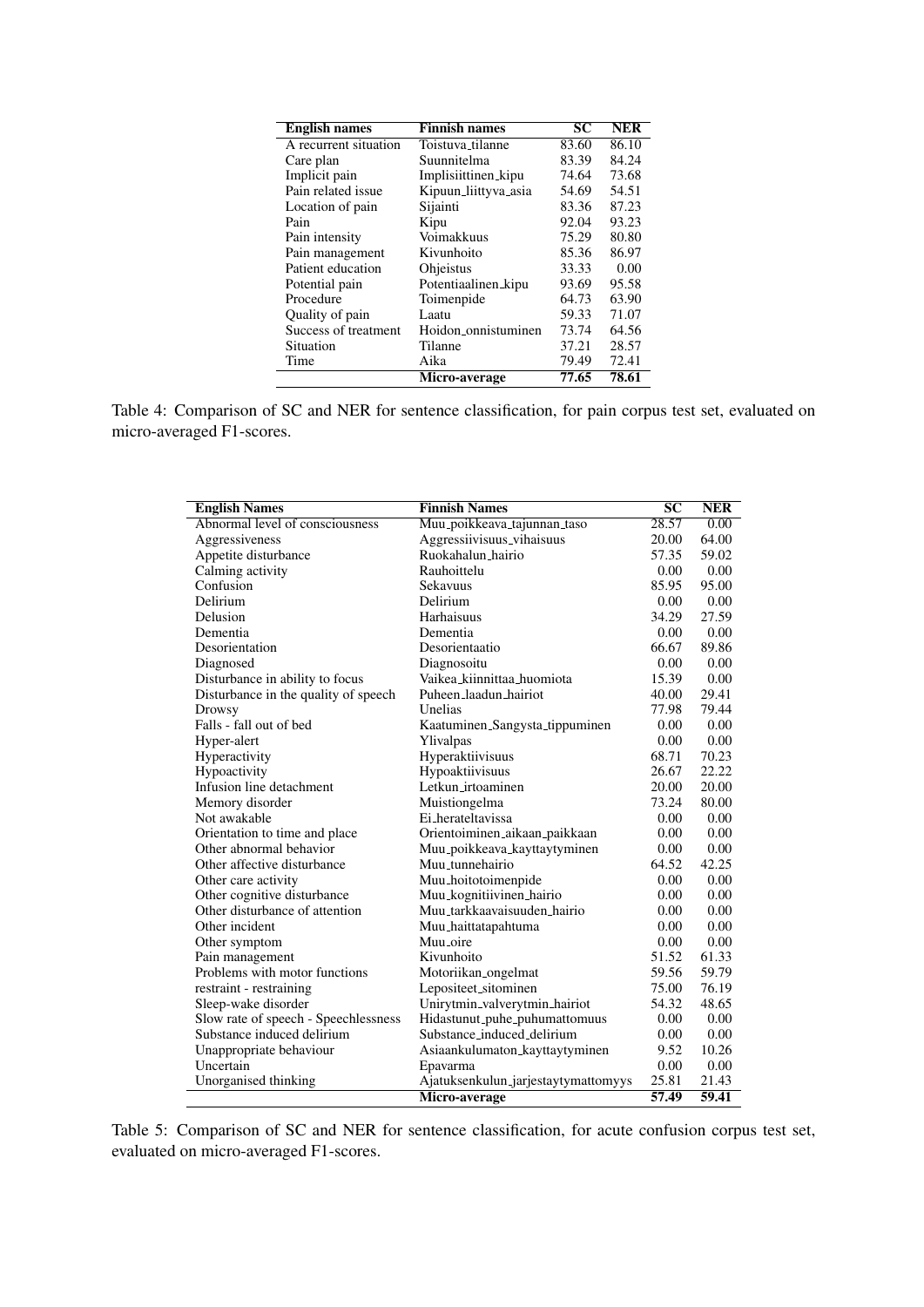| English names | Finnish names | SC | NER |
|---|---|---|---|
| A recurrent situation | Toistuva_tilanne | 83.60 | 86.10 |
| Care plan | Suunnitelma | 83.39 | 84.24 |
| Implicit pain | Implisiittinen_kipu | 74.64 | 73.68 |
| Pain related issue | Kipuun_liittyva_asia | 54.69 | 54.51 |
| Location of pain | Sijainti | 83.36 | 87.23 |
| Pain | Kipu | 92.04 | 93.23 |
| Pain intensity | Voimakkuus | 75.29 | 80.80 |
| Pain management | Kivunhoito | 85.36 | 86.97 |
| Patient education | Ohjeistus | 33.33 | 0.00 |
| Potential pain | Potentiaalinen_kipu | 93.69 | 95.58 |
| Procedure | Toimenpide | 64.73 | 63.90 |
| Quality of pain | Laatu | 59.33 | 71.07 |
| Success of treatment | Hoidon_onnistuminen | 73.74 | 64.56 |
| Situation | Tilanne | 37.21 | 28.57 |
| Time | Aika | 79.49 | 72.41 |
| | **Micro-average** | **77.65** | **78.61** |

Table 4: Comparison of SC and NER for sentence classification, for pain corpus test set, evaluated on micro-averaged F1-scores.

| English Names | Finnish Names | SC | NER |
|---|---|---|---|
| Abnormal level of consciousness | Muu_poikkeava_tajunnan_taso | 28.57 | 0.00 |
| Aggressiveness | Aggressiivisuus_vihaisuus | 20.00 | 64.00 |
| Appetite disturbance | Ruokahalun_hairio | 57.35 | 59.02 |
| Calming activity | Rauhoittelu | 0.00 | 0.00 |
| Confusion | Sekavuus | 85.95 | 95.00 |
| Delirium | Delirium | 0.00 | 0.00 |
| Delusion | Harhaisuus | 34.29 | 27.59 |
| Dementia | Dementia | 0.00 | 0.00 |
| Desorientation | Desorientaatio | 66.67 | 89.86 |
| Diagnosed | Diagnosoitu | 0.00 | 0.00 |
| Disturbance in ability to focus | Vaikea_kiinnittaa_huomiota | 15.39 | 0.00 |
| Disturbance in the quality of speech | Puheen_laadun_hairiot | 40.00 | 29.41 |
| Drowsy | Unelias | 77.98 | 79.44 |
| Falls - fall out of bed | Kaatuminen_Sangysta_tippuminen | 0.00 | 0.00 |
| Hyper-alert | Ylivalpas | 0.00 | 0.00 |
| Hyperactivity | Hyperaktiivisuus | 68.71 | 70.23 |
| Hypoactivity | Hypoaktiivisuus | 26.67 | 22.22 |
| Infusion line detachment | Letkun_irtoaminen | 20.00 | 20.00 |
| Memory disorder | Muistiongelma | 73.24 | 80.00 |
| Not awakable | Ei_herateltavissa | 0.00 | 0.00 |
| Orientation to time and place | Orientoiminen_aikaan_paikkaan | 0.00 | 0.00 |
| Other abnormal behavior | Muu_poikkeava_kayttaytyminen | 0.00 | 0.00 |
| Other affective disturbance | Muu_tunnehairio | 64.52 | 42.25 |
| Other care activity | Muu_hoitotoimenpide | 0.00 | 0.00 |
| Other cognitive disturbance | Muu_kognitiivinen_hairio | 0.00 | 0.00 |
| Other disturbance of attention | Muu_tarkkaavaisuuden_hairio | 0.00 | 0.00 |
| Other incident | Muu_haittatapahtuma | 0.00 | 0.00 |
| Other symptom | Muu_oire | 0.00 | 0.00 |
| Pain management | Kivunhoito | 51.52 | 61.33 |
| Problems with motor functions | Motoriikan_ongelmat | 59.56 | 59.79 |
| restraint - restraining | Lepositeet_sitominen | 75.00 | 76.19 |
| Sleep-wake disorder | Unirytmin_valverytmin_hairiot | 54.32 | 48.65 |
| Slow rate of speech - Speechlessness | Hidastunut_puhe_puhumattomuus | 0.00 | 0.00 |
| Substance induced delirium | Substance_induced_delirium | 0.00 | 0.00 |
| Unappropriate behaviour | Asiaankulumaton_kayttaytyminen | 9.52 | 10.26 |
| Uncertain | Epavarma | 0.00 | 0.00 |
| Unorganised thinking | Ajatuksenkulun_jarjestaytymattomyys | 25.81 | 21.43 |
| | **Micro-average** | **57.49** | **59.41** |

Table 5: Comparison of SC and NER for sentence classification, for acute confusion corpus test set, evaluated on micro-averaged F1-scores.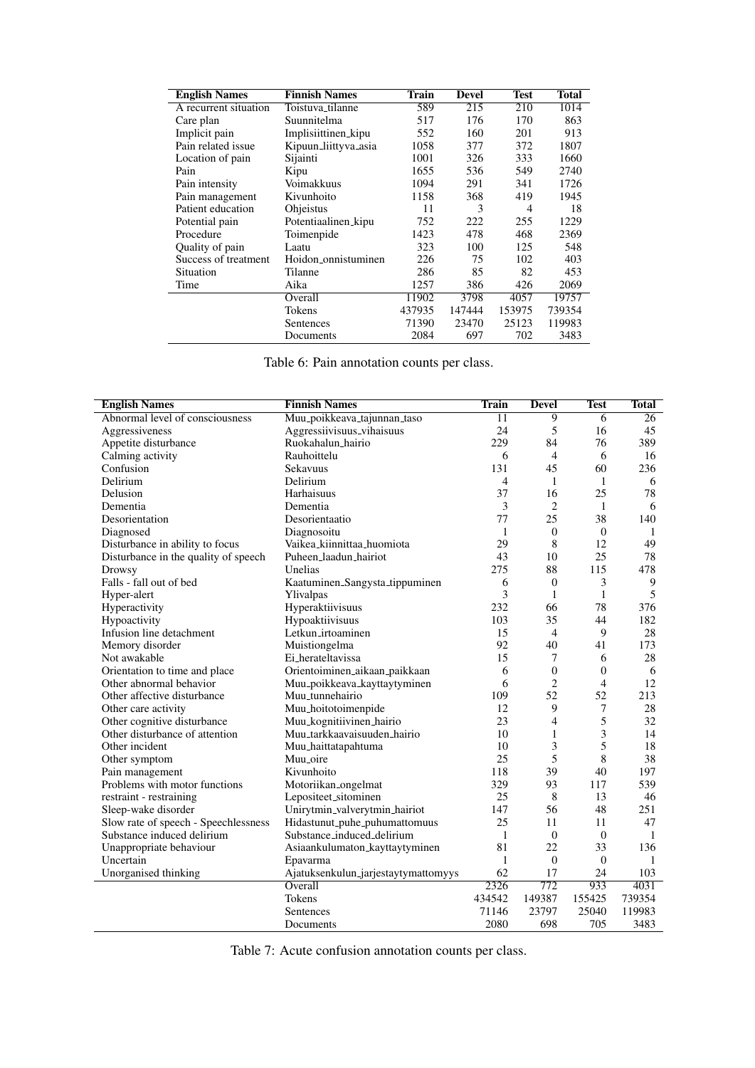| English Names | Finnish Names | Train | Devel | Test | Total |
|---|---|---|---|---|---|
| A recurrent situation | Toistuva_tilanne | 589 | 215 | 210 | 1014 |
| Care plan | Suunnitelma | 517 | 176 | 170 | 863 |
| Implicit pain | Implisiittinen_kipu | 552 | 160 | 201 | 913 |
| Pain related issue | Kipuun_liittyva_asia | 1058 | 377 | 372 | 1807 |
| Location of pain | Sijainti | 1001 | 326 | 333 | 1660 |
| Pain | Kipu | 1655 | 536 | 549 | 2740 |
| Pain intensity | Voimakkuus | 1094 | 291 | 341 | 1726 |
| Pain management | Kivunhoito | 1158 | 368 | 419 | 1945 |
| Patient education | Ohjeistus | 11 | 3 | 4 | 18 |
| Potential pain | Potentiaalinen_kipu | 752 | 222 | 255 | 1229 |
| Procedure | Toimenpide | 1423 | 478 | 468 | 2369 |
| Quality of pain | Laatu | 323 | 100 | 125 | 548 |
| Success of treatment | Hoidon_onnistuminen | 226 | 75 | 102 | 403 |
| Situation | Tilanne | 286 | 85 | 82 | 453 |
| Time | Aika | 1257 | 386 | 426 | 2069 |
| | Overall | 11902 | 3798 | 4057 | 19757 |
| | Tokens | 437935 | 147444 | 153975 | 739354 |
| | Sentences | 71390 | 23470 | 25123 | 119983 |
| | Documents | 2084 | 697 | 702 | 3483 |

Table 6: Pain annotation counts per class.

| English Names | Finnish Names | Train | Devel | Test | Total |
|---|---|---|---|---|---|
| Abnormal level of consciousness | Muu_poikkeava_tajunnan_taso | 11 | 9 | 6 | 26 |
| Aggressiveness | Aggressiivisuus_vihaisuus | 24 | 5 | 16 | 45 |
| Appetite disturbance | Ruokahalun_hairio | 229 | 84 | 76 | 389 |
| Calming activity | Rauhoittelu | 6 | 4 | 6 | 16 |
| Confusion | Sekavuus | 131 | 45 | 60 | 236 |
| Delirium | Delirium | 4 | 1 | 1 | 6 |
| Delusion | Harhaisuus | 37 | 16 | 25 | 78 |
| Dementia | Dementia | 3 | 2 | 1 | 6 |
| Desorientation | Desorientaatio | 77 | 25 | 38 | 140 |
| Diagnosed | Diagnosoitu | 1 | 0 | 0 | 1 |
| Disturbance in ability to focus | Vaikea_kiinnittaa_huomiota | 29 | 8 | 12 | 49 |
| Disturbance in the quality of speech | Puheen_laadun_hairiot | 43 | 10 | 25 | 78 |
| Drowsy | Unelias | 275 | 88 | 115 | 478 |
| Falls - fall out of bed | Kaatuminen_Sangysta_tippuminen | 6 | 0 | 3 | 9 |
| Hyper-alert | Ylivalpas | 3 | 1 | 1 | 5 |
| Hyperactivity | Hyperaktiivisuus | 232 | 66 | 78 | 376 |
| Hypoactivity | Hypoaktiivisuus | 103 | 35 | 44 | 182 |
| Infusion line detachment | Letkun_irtoaminen | 15 | 4 | 9 | 28 |
| Memory disorder | Muistiongelma | 92 | 40 | 41 | 173 |
| Not awakable | Ei_herateltavissa | 15 | 7 | 6 | 28 |
| Orientation to time and place | Orientoiminen_aikaan_paikkaan | 6 | 0 | 0 | 6 |
| Other abnormal behavior | Muu_poikkeava_kayttaytyminen | 6 | 2 | 4 | 12 |
| Other affective disturbance | Muu_tunnehairio | 109 | 52 | 52 | 213 |
| Other care activity | Muu_hoitotoimenpide | 12 | 9 | 7 | 28 |
| Other cognitive disturbance | Muu_kognitiivinen_hairio | 23 | 4 | 5 | 32 |
| Other disturbance of attention | Muu_tarkkaavaisuuden_hairio | 10 | 1 | 3 | 14 |
| Other incident | Muu_haittatapahtuma | 10 | 3 | 5 | 18 |
| Other symptom | Muu_oire | 25 | 5 | 8 | 38 |
| Pain management | Kivunhoito | 118 | 39 | 40 | 197 |
| Problems with motor functions | Motoriikan_ongelmat | 329 | 93 | 117 | 539 |
| restraint - restraining | Lepositeet_sitominen | 25 | 8 | 13 | 46 |
| Sleep-wake disorder | Unirytmin_valverytmin_hairiot | 147 | 56 | 48 | 251 |
| Slow rate of speech - Speechlessness | Hidastunut_puhe_puhumattomuus | 25 | 11 | 11 | 47 |
| Substance induced delirium | Substance_induced_delirium | 1 | 0 | 0 | 1 |
| Unappropriate behaviour | Asiaankulumaton_kayttaytyminen | 81 | 22 | 33 | 136 |
| Uncertain | Epavarma | 1 | 0 | 0 | 1 |
| Unorganised thinking | Ajatuksenkulun_jarjestaytymattomyys | 62 | 17 | 24 | 103 |
| | Overall | 2326 | 772 | 933 | 4031 |
| | Tokens | 434542 | 149387 | 155425 | 739354 |
| | Sentences | 71146 | 23797 | 25040 | 119983 |
| | Documents | 2080 | 698 | 705 | 3483 |

Table 7: Acute confusion annotation counts per class.